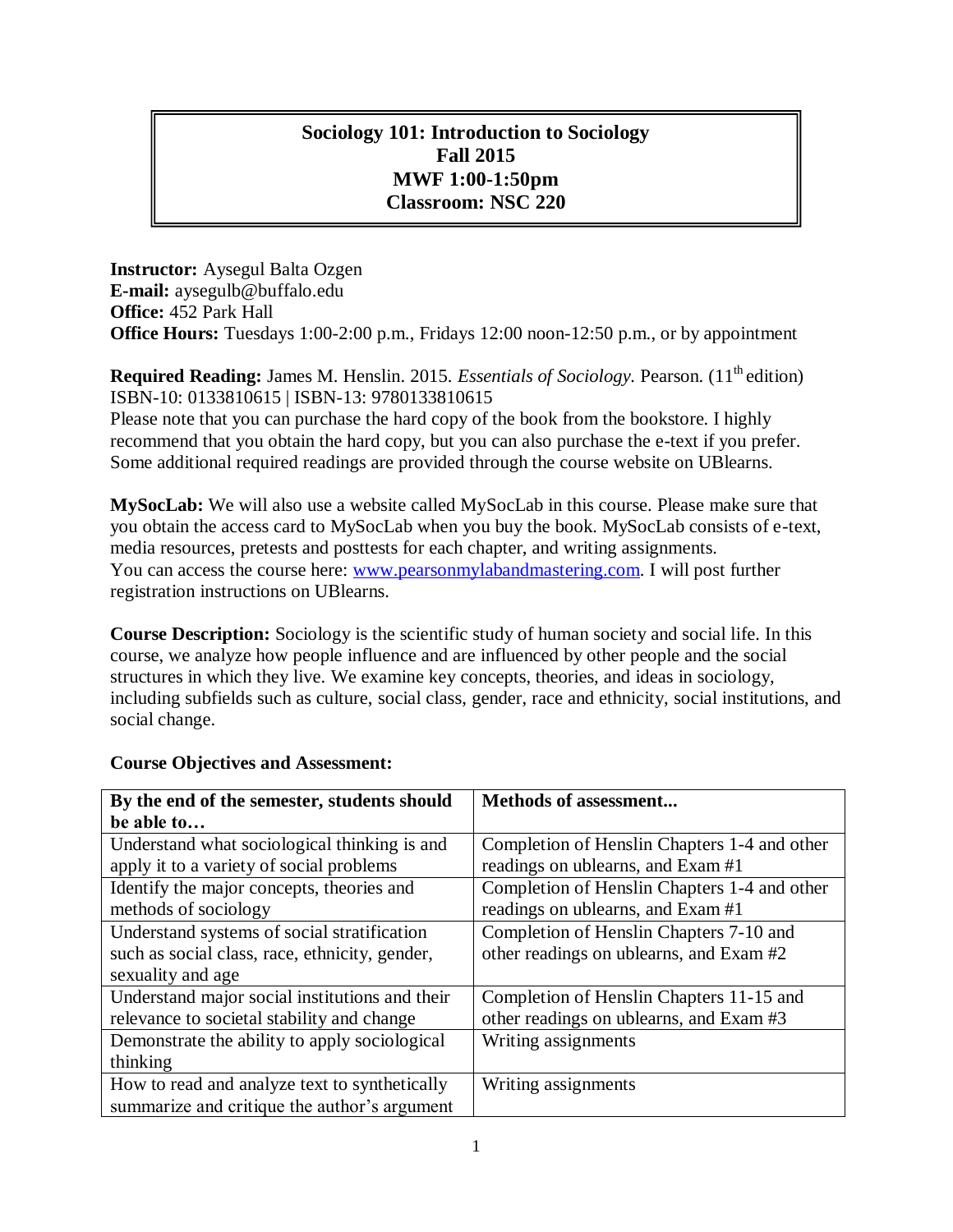# Sociology 101: Introduction to Sociology
## Fall 2015
## MWF 1:00-1:50pm
## Classroom: NSC 220

**Instructor:** Aysegul Balta Ozgen
**E-mail:** aysegulb@buffalo.edu
**Office:** 452 Park Hall
**Office Hours:** Tuesdays 1:00-2:00 p.m., Fridays 12:00 noon-12:50 p.m., or by appointment

**Required Reading:** James M. Henslin. 2015. *Essentials of Sociology.* Pearson. (11th edition)
ISBN-10: 0133810615 | ISBN-13: 9780133810615
Please note that you can purchase the hard copy of the book from the bookstore. I highly recommend that you obtain the hard copy, but you can also purchase the e-text if you prefer. Some additional required readings are provided through the course website on UBlearns.

**MySocLab:** We will also use a website called MySocLab in this course. Please make sure that you obtain the access card to MySocLab when you buy the book. MySocLab consists of e-text, media resources, pretests and posttests for each chapter, and writing assignments.
You can access the course here: www.pearsonmylabandmastering.com. I will post further registration instructions on UBlearns.

**Course Description:** Sociology is the scientific study of human society and social life. In this course, we analyze how people influence and are influenced by other people and the social structures in which they live. We examine key concepts, theories, and ideas in sociology, including subfields such as culture, social class, gender, race and ethnicity, social institutions, and social change.

**Course Objectives and Assessment:**

| By the end of the semester, students should be able to… | Methods of assessment... |
|---|---|
| Understand what sociological thinking is and apply it to a variety of social problems | Completion of Henslin Chapters 1-4 and other readings on ublearns, and Exam #1 |
| Identify the major concepts, theories and methods of sociology | Completion of Henslin Chapters 1-4 and other readings on ublearns, and Exam #1 |
| Understand systems of social stratification such as social class, race, ethnicity, gender, sexuality and age | Completion of Henslin Chapters 7-10 and other readings on ublearns, and Exam #2 |
| Understand major social institutions and their relevance to societal stability and change | Completion of Henslin Chapters 11-15 and other readings on ublearns, and Exam #3 |
| Demonstrate the ability to apply sociological thinking | Writing assignments |
| How to read and analyze text to synthetically summarize and critique the author's argument | Writing assignments |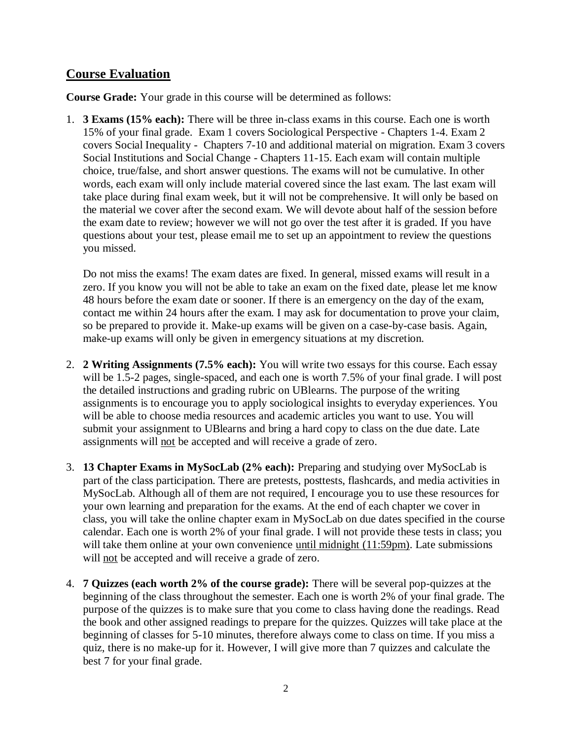## Course Evaluation

**Course Grade:** Your grade in this course will be determined as follows:

1. **3 Exams (15% each):** There will be three in-class exams in this course. Each one is worth 15% of your final grade. Exam 1 covers Sociological Perspective - Chapters 1-4. Exam 2 covers Social Inequality - Chapters 7-10 and additional material on migration. Exam 3 covers Social Institutions and Social Change - Chapters 11-15. Each exam will contain multiple choice, true/false, and short answer questions. The exams will not be cumulative. In other words, each exam will only include material covered since the last exam. The last exam will take place during final exam week, but it will not be comprehensive. It will only be based on the material we cover after the second exam. We will devote about half of the session before the exam date to review; however we will not go over the test after it is graded. If you have questions about your test, please email me to set up an appointment to review the questions you missed.

   Do not miss the exams! The exam dates are fixed. In general, missed exams will result in a zero. If you know you will not be able to take an exam on the fixed date, please let me know 48 hours before the exam date or sooner. If there is an emergency on the day of the exam, contact me within 24 hours after the exam. I may ask for documentation to prove your claim, so be prepared to provide it. Make-up exams will be given on a case-by-case basis. Again, make-up exams will only be given in emergency situations at my discretion.

2. **2 Writing Assignments (7.5% each):** You will write two essays for this course. Each essay will be 1.5-2 pages, single-spaced, and each one is worth 7.5% of your final grade. I will post the detailed instructions and grading rubric on UBlearns. The purpose of the writing assignments is to encourage you to apply sociological insights to everyday experiences. You will be able to choose media resources and academic articles you want to use. You will submit your assignment to UBlearns and bring a hard copy to class on the due date. Late assignments will <u>not</u> be accepted and will receive a grade of zero.

3. **13 Chapter Exams in MySocLab (2% each):** Preparing and studying over MySocLab is part of the class participation. There are pretests, posttests, flashcards, and media activities in MySocLab. Although all of them are not required, I encourage you to use these resources for your own learning and preparation for the exams. At the end of each chapter we cover in class, you will take the online chapter exam in MySocLab on due dates specified in the course calendar. Each one is worth 2% of your final grade. I will not provide these tests in class; you will take them online at your own convenience <u>until midnight (11:59pm)</u>. Late submissions will <u>not</u> be accepted and will receive a grade of zero.

4. **7 Quizzes (each worth 2% of the course grade):** There will be several pop-quizzes at the beginning of the class throughout the semester. Each one is worth 2% of your final grade. The purpose of the quizzes is to make sure that you come to class having done the readings. Read the book and other assigned readings to prepare for the quizzes. Quizzes will take place at the beginning of classes for 5-10 minutes, therefore always come to class on time. If you miss a quiz, there is no make-up for it. However, I will give more than 7 quizzes and calculate the best 7 for your final grade.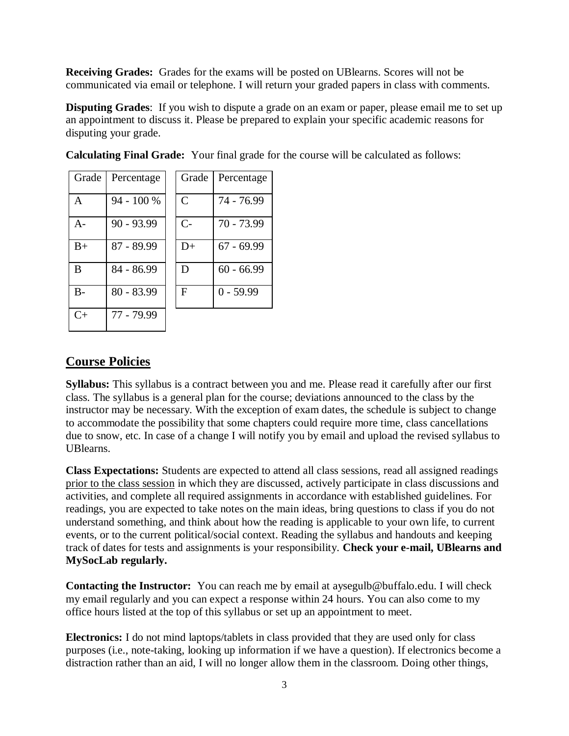**Receiving Grades:** Grades for the exams will be posted on UBlearns. Scores will not be communicated via email or telephone. I will return your graded papers in class with comments.

**Disputing Grades**: If you wish to dispute a grade on an exam or paper, please email me to set up an appointment to discuss it. Please be prepared to explain your specific academic reasons for disputing your grade.

**Calculating Final Grade:** Your final grade for the course will be calculated as follows:

| Grade | Percentage |
|---|---|
| A | 94 - 100 % |
| A- | 90 - 93.99 |
| B+ | 87 - 89.99 |
| B | 84 - 86.99 |
| B- | 80 - 83.99 |
| C+ | 77 - 79.99 |

| Grade | Percentage |
|---|---|
| C | 74 - 76.99 |
| C- | 70 - 73.99 |
| D+ | 67 - 69.99 |
| D | 60 - 66.99 |
| F | 0 - 59.99 |

## Course Policies

**Syllabus:** This syllabus is a contract between you and me. Please read it carefully after our first class. The syllabus is a general plan for the course; deviations announced to the class by the instructor may be necessary. With the exception of exam dates, the schedule is subject to change to accommodate the possibility that some chapters could require more time, class cancellations due to snow, etc. In case of a change I will notify you by email and upload the revised syllabus to UBlearns.

**Class Expectations:** Students are expected to attend all class sessions, read all assigned readings prior to the class session in which they are discussed, actively participate in class discussions and activities, and complete all required assignments in accordance with established guidelines. For readings, you are expected to take notes on the main ideas, bring questions to class if you do not understand something, and think about how the reading is applicable to your own life, to current events, or to the current political/social context. Reading the syllabus and handouts and keeping track of dates for tests and assignments is your responsibility. **Check your e-mail, UBlearns and MySocLab regularly.**

**Contacting the Instructor:** You can reach me by email at aysegulb@buffalo.edu. I will check my email regularly and you can expect a response within 24 hours. You can also come to my office hours listed at the top of this syllabus or set up an appointment to meet.

**Electronics:** I do not mind laptops/tablets in class provided that they are used only for class purposes (i.e., note-taking, looking up information if we have a question). If electronics become a distraction rather than an aid, I will no longer allow them in the classroom. Doing other things,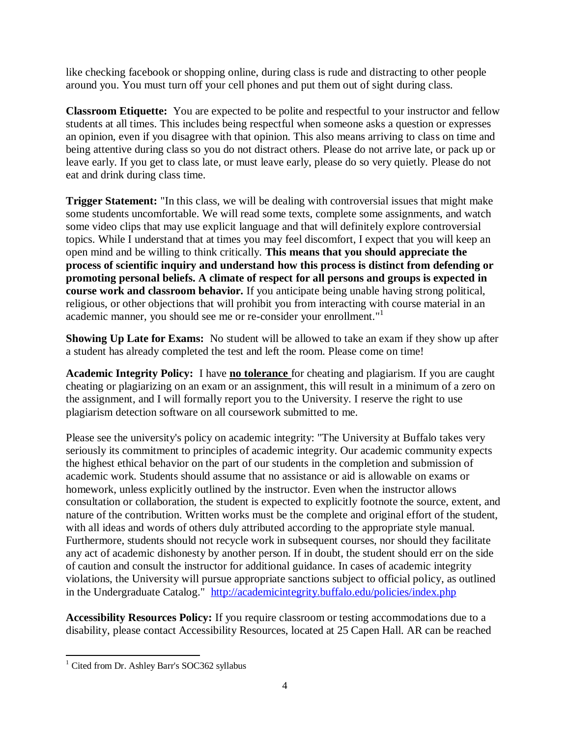like checking facebook or shopping online, during class is rude and distracting to other people around you. You must turn off your cell phones and put them out of sight during class.

**Classroom Etiquette:** You are expected to be polite and respectful to your instructor and fellow students at all times. This includes being respectful when someone asks a question or expresses an opinion, even if you disagree with that opinion. This also means arriving to class on time and being attentive during class so you do not distract others. Please do not arrive late, or pack up or leave early. If you get to class late, or must leave early, please do so very quietly. Please do not eat and drink during class time.

**Trigger Statement:** "In this class, we will be dealing with controversial issues that might make some students uncomfortable. We will read some texts, complete some assignments, and watch some video clips that may use explicit language and that will definitely explore controversial topics. While I understand that at times you may feel discomfort, I expect that you will keep an open mind and be willing to think critically. **This means that you should appreciate the process of scientific inquiry and understand how this process is distinct from defending or promoting personal beliefs. A climate of respect for all persons and groups is expected in course work and classroom behavior.** If you anticipate being unable having strong political, religious, or other objections that will prohibit you from interacting with course material in an academic manner, you should see me or re-consider your enrollment."[1]

**Showing Up Late for Exams:** No student will be allowed to take an exam if they show up after a student has already completed the test and left the room. Please come on time!

**Academic Integrity Policy:** I have **no tolerance** for cheating and plagiarism. If you are caught cheating or plagiarizing on an exam or an assignment, this will result in a minimum of a zero on the assignment, and I will formally report you to the University. I reserve the right to use plagiarism detection software on all coursework submitted to me.

Please see the university's policy on academic integrity: "The University at Buffalo takes very seriously its commitment to principles of academic integrity. Our academic community expects the highest ethical behavior on the part of our students in the completion and submission of academic work. Students should assume that no assistance or aid is allowable on exams or homework, unless explicitly outlined by the instructor. Even when the instructor allows consultation or collaboration, the student is expected to explicitly footnote the source, extent, and nature of the contribution. Written works must be the complete and original effort of the student, with all ideas and words of others duly attributed according to the appropriate style manual. Furthermore, students should not recycle work in subsequent courses, nor should they facilitate any act of academic dishonesty by another person. If in doubt, the student should err on the side of caution and consult the instructor for additional guidance. In cases of academic integrity violations, the University will pursue appropriate sanctions subject to official policy, as outlined in the Undergraduate Catalog." http://academicintegrity.buffalo.edu/policies/index.php

**Accessibility Resources Policy:** If you require classroom or testing accommodations due to a disability, please contact Accessibility Resources, located at 25 Capen Hall. AR can be reached

[1] Cited from Dr. Ashley Barr's SOC362 syllabus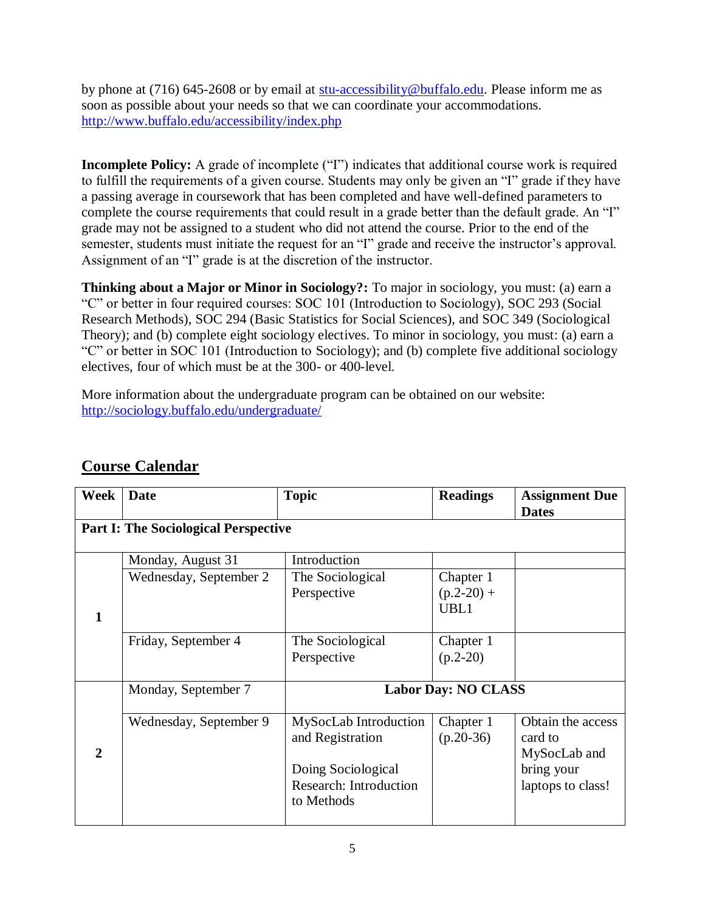by phone at (716) 645-2608 or by email at stu-accessibility@buffalo.edu. Please inform me as soon as possible about your needs so that we can coordinate your accommodations. http://www.buffalo.edu/accessibility/index.php

**Incomplete Policy:** A grade of incomplete ("I") indicates that additional course work is required to fulfill the requirements of a given course. Students may only be given an "I" grade if they have a passing average in coursework that has been completed and have well-defined parameters to complete the course requirements that could result in a grade better than the default grade. An "I" grade may not be assigned to a student who did not attend the course. Prior to the end of the semester, students must initiate the request for an "I" grade and receive the instructor's approval. Assignment of an "I" grade is at the discretion of the instructor.

**Thinking about a Major or Minor in Sociology?:** To major in sociology, you must: (a) earn a "C" or better in four required courses: SOC 101 (Introduction to Sociology), SOC 293 (Social Research Methods), SOC 294 (Basic Statistics for Social Sciences), and SOC 349 (Sociological Theory); and (b) complete eight sociology electives. To minor in sociology, you must: (a) earn a "C" or better in SOC 101 (Introduction to Sociology); and (b) complete five additional sociology electives, four of which must be at the 300- or 400-level.

More information about the undergraduate program can be obtained on our website: http://sociology.buffalo.edu/undergraduate/

## Course Calendar

| Week | Date | Topic | Readings | Assignment Due Dates |
|---|---|---|---|---|
| **Part I: The Sociological Perspective** | | | | |
| 1 | Monday, August 31 | Introduction | | |
| | Wednesday, September 2 | The Sociological Perspective | Chapter 1 (p.2-20) + UBL1 | |
| | Friday, September 4 | The Sociological Perspective | Chapter 1 (p.2-20) | |
| 2 | Monday, September 7 | **Labor Day: NO CLASS** | | |
| | Wednesday, September 9 | MySocLab Introduction and Registration<br><br>Doing Sociological Research: Introduction to Methods | Chapter 1 (p.20-36) | Obtain the access card to MySocLab and bring your laptops to class! |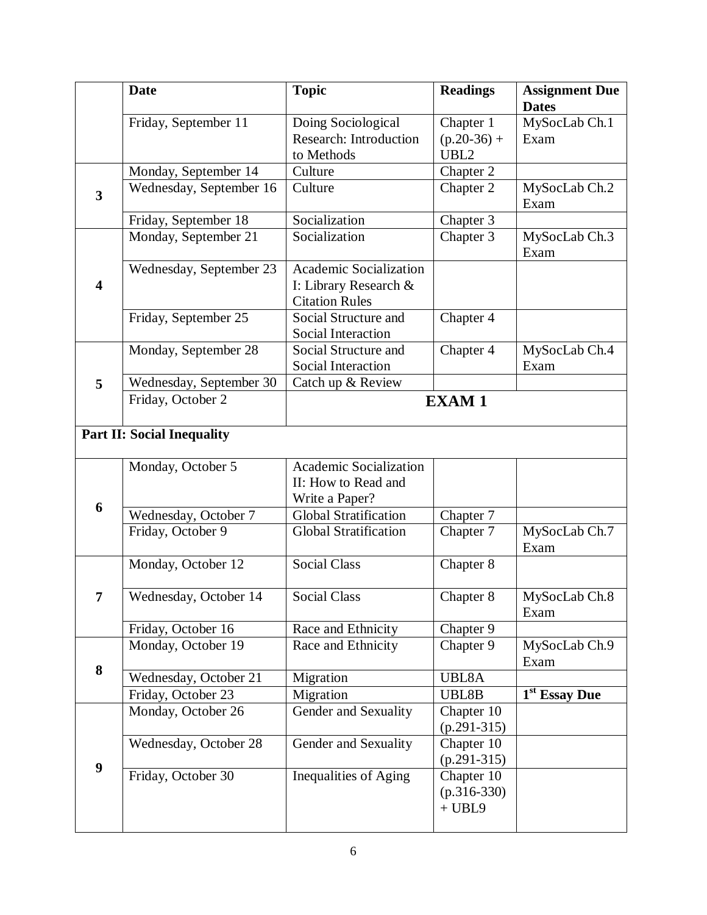| | Date | Topic | Readings | Assignment Due Dates |
|---|---|---|---|---|
| | Friday, September 11 | Doing Sociological Research: Introduction to Methods | Chapter 1 (p.20-36) + UBL2 | MySocLab Ch.1 Exam |
| 3 | Monday, September 14 | Culture | Chapter 2 | |
| | Wednesday, September 16 | Culture | Chapter 2 | MySocLab Ch.2 Exam |
| | Friday, September 18 | Socialization | Chapter 3 | |
| 4 | Monday, September 21 | Socialization | Chapter 3 | MySocLab Ch.3 Exam |
| | Wednesday, September 23 | Academic Socialization I: Library Research & Citation Rules | | |
| | Friday, September 25 | Social Structure and Social Interaction | Chapter 4 | |
| 5 | Monday, September 28 | Social Structure and Social Interaction | Chapter 4 | MySocLab Ch.4 Exam |
| | Wednesday, September 30 | Catch up & Review | | |
| | Friday, October 2 | **EXAM 1** | | |
| **Part II: Social Inequality** | | | | |
| 6 | Monday, October 5 | Academic Socialization II: How to Read and Write a Paper? | | |
| | Wednesday, October 7 | Global Stratification | Chapter 7 | |
| | Friday, October 9 | Global Stratification | Chapter 7 | MySocLab Ch.7 Exam |
| 7 | Monday, October 12 | Social Class | Chapter 8 | |
| | Wednesday, October 14 | Social Class | Chapter 8 | MySocLab Ch.8 Exam |
| | Friday, October 16 | Race and Ethnicity | Chapter 9 | |
| 8 | Monday, October 19 | Race and Ethnicity | Chapter 9 | MySocLab Ch.9 Exam |
| | Wednesday, October 21 | Migration | UBL8A | |
| | Friday, October 23 | Migration | UBL8B | **1st Essay Due** |
| 9 | Monday, October 26 | Gender and Sexuality | Chapter 10 (p.291-315) | |
| | Wednesday, October 28 | Gender and Sexuality | Chapter 10 (p.291-315) | |
| | Friday, October 30 | Inequalities of Aging | Chapter 10 (p.316-330) + UBL9 | |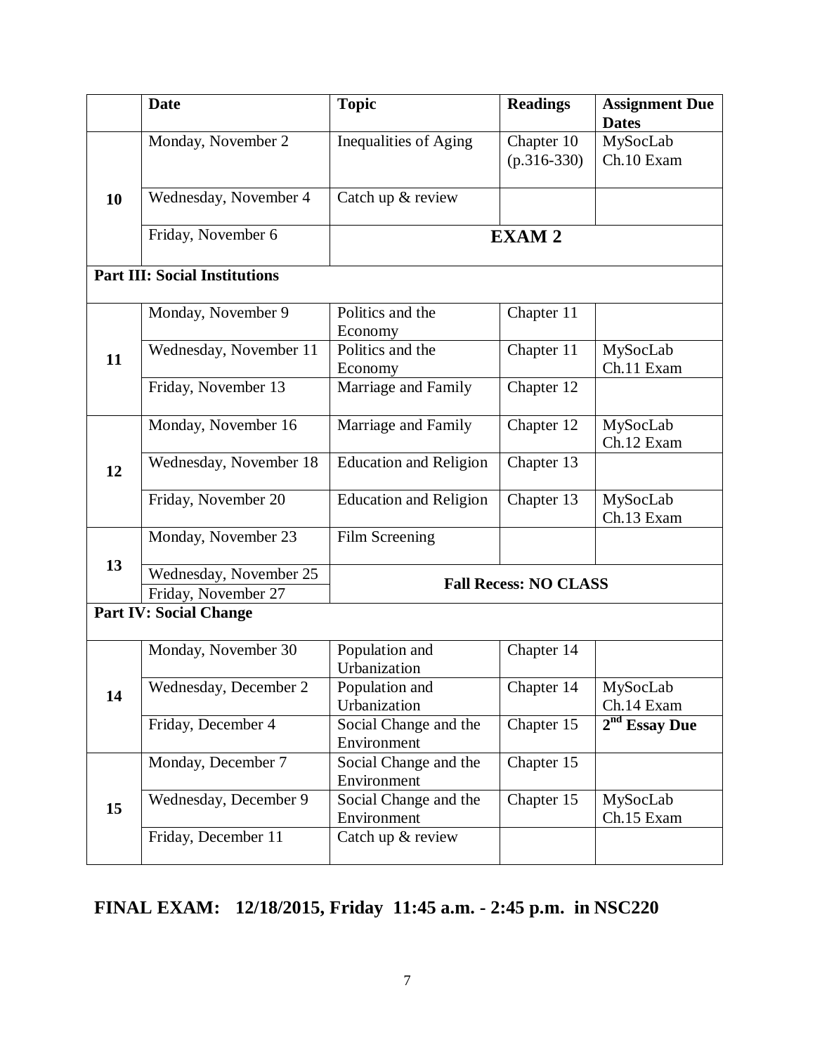| | Date | Topic | Readings | Assignment Due Dates |
|---|---|---|---|---|
| 10 | Monday, November 2 | Inequalities of Aging | Chapter 10 (p.316-330) | MySocLab Ch.10 Exam |
| | Wednesday, November 4 | Catch up & review | | |
| | Friday, November 6 | **EXAM 2** | | |
| **Part III: Social Institutions** | | | | |
| 11 | Monday, November 9 | Politics and the Economy | Chapter 11 | |
| | Wednesday, November 11 | Politics and the Economy | Chapter 11 | MySocLab Ch.11 Exam |
| | Friday, November 13 | Marriage and Family | Chapter 12 | |
| 12 | Monday, November 16 | Marriage and Family | Chapter 12 | MySocLab Ch.12 Exam |
| | Wednesday, November 18 | Education and Religion | Chapter 13 | |
| | Friday, November 20 | Education and Religion | Chapter 13 | MySocLab Ch.13 Exam |
| 13 | Monday, November 23 | Film Screening | | |
| | Wednesday, November 25 | **Fall Recess: NO CLASS** | | |
| | Friday, November 27 | | | |
| **Part IV: Social Change** | | | | |
| 14 | Monday, November 30 | Population and Urbanization | Chapter 14 | |
| | Wednesday, December 2 | Population and Urbanization | Chapter 14 | MySocLab Ch.14 Exam |
| | Friday, December 4 | Social Change and the Environment | Chapter 15 | **2nd Essay Due** |
| 15 | Monday, December 7 | Social Change and the Environment | Chapter 15 | |
| | Wednesday, December 9 | Social Change and the Environment | Chapter 15 | MySocLab Ch.15 Exam |
| | Friday, December 11 | Catch up & review | | |

**FINAL EXAM: 12/18/2015, Friday 11:45 a.m. - 2:45 p.m. in NSC220**